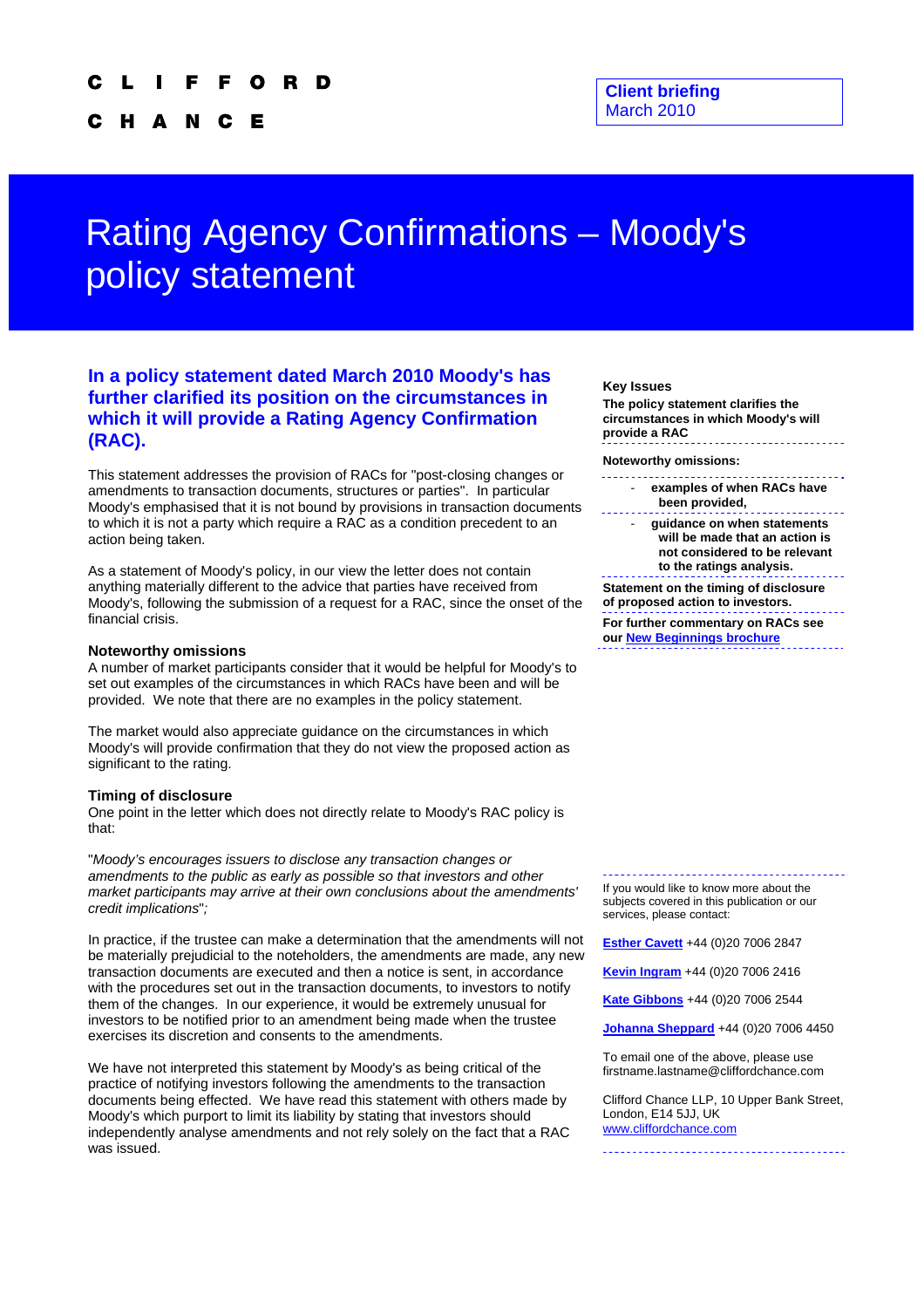CLIFFORD

CHANCE

**Client briefing**
March 2010

# Rating Agency Confirmations – Moody's policy statement

## In a policy statement dated March 2010 Moody's has further clarified its position on the circumstances in which it will provide a Rating Agency Confirmation (RAC).

This statement addresses the provision of RACs for "post-closing changes or amendments to transaction documents, structures or parties". In particular Moody's emphasised that it is not bound by provisions in transaction documents to which it is not a party which require a RAC as a condition precedent to an action being taken.

As a statement of Moody's policy, in our view the letter does not contain anything materially different to the advice that parties have received from Moody's, following the submission of a request for a RAC, since the onset of the financial crisis.

### Noteworthy omissions

A number of market participants consider that it would be helpful for Moody's to set out examples of the circumstances in which RACs have been and will be provided. We note that there are no examples in the policy statement.

The market would also appreciate guidance on the circumstances in which Moody's will provide confirmation that they do not view the proposed action as significant to the rating.

### Timing of disclosure

One point in the letter which does not directly relate to Moody's RAC policy is that:

"*Moody's encourages issuers to disclose any transaction changes or amendments to the public as early as possible so that investors and other market participants may arrive at their own conclusions about the amendments' credit implications*";

In practice, if the trustee can make a determination that the amendments will not be materially prejudicial to the noteholders, the amendments are made, any new transaction documents are executed and then a notice is sent, in accordance with the procedures set out in the transaction documents, to investors to notify them of the changes. In our experience, it would be extremely unusual for investors to be notified prior to an amendment being made when the trustee exercises its discretion and consents to the amendments.

We have not interpreted this statement by Moody's as being critical of the practice of notifying investors following the amendments to the transaction documents being effected. We have read this statement with others made by Moody's which purport to limit its liability by stating that investors should independently analyse amendments and not rely solely on the fact that a RAC was issued.

**Key Issues**

**The policy statement clarifies the circumstances in which Moody's will provide a RAC**

**Noteworthy omissions:**

- **examples of when RACs have been provided,**
- **guidance on when statements will be made that an action is not considered to be relevant to the ratings analysis.**

**Statement on the timing of disclosure of proposed action to investors.**

**For further commentary on RACs see our New Beginnings brochure**

If you would like to know more about the subjects covered in this publication or our services, please contact:

**Esther Cavett** +44 (0)20 7006 2847

**Kevin Ingram** +44 (0)20 7006 2416

**Kate Gibbons** +44 (0)20 7006 2544

**Johanna Sheppard** +44 (0)20 7006 4450

To email one of the above, please use firstname.lastname@cliffordchance.com

Clifford Chance LLP, 10 Upper Bank Street, London, E14 5JJ, UK
www.cliffordchance.com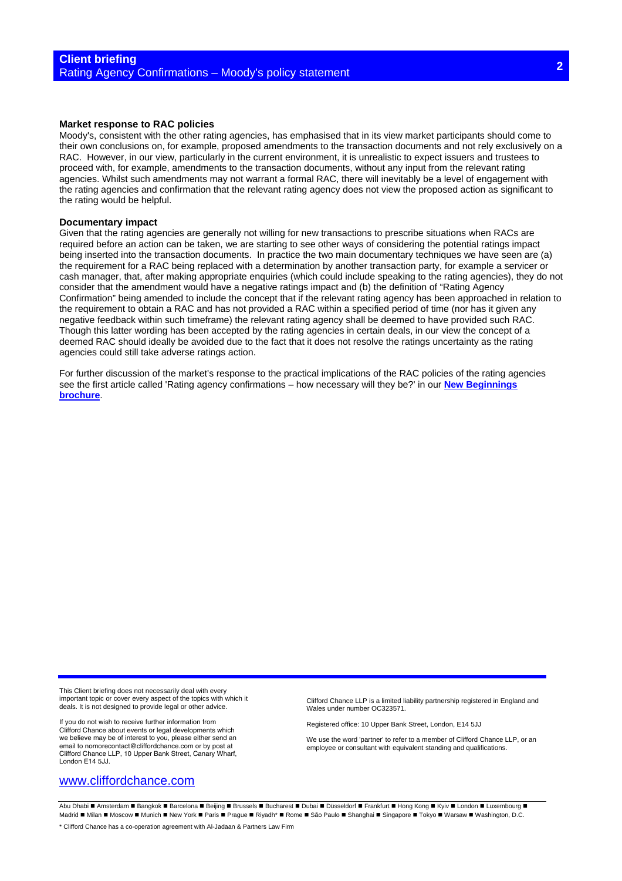#### Market response to RAC policies

Moody's, consistent with the other rating agencies, has emphasised that in its view market participants should come to their own conclusions on, for example, proposed amendments to the transaction documents and not rely exclusively on a RAC. However, in our view, particularly in the current environment, it is unrealistic to expect issuers and trustees to proceed with, for example, amendments to the transaction documents, without any input from the relevant rating agencies. Whilst such amendments may not warrant a formal RAC, there will inevitably be a level of engagement with the rating agencies and confirmation that the relevant rating agency does not view the proposed action as significant to the rating would be helpful.

#### Documentary impact

Given that the rating agencies are generally not willing for new transactions to prescribe situations when RACs are required before an action can be taken, we are starting to see other ways of considering the potential ratings impact being inserted into the transaction documents. In practice the two main documentary techniques we have seen are (a) the requirement for a RAC being replaced with a determination by another transaction party, for example a servicer or cash manager, that, after making appropriate enquiries (which could include speaking to the rating agencies), they do not consider that the amendment would have a negative ratings impact and (b) the definition of "Rating Agency Confirmation" being amended to include the concept that if the relevant rating agency has been approached in relation to the requirement to obtain a RAC and has not provided a RAC within a specified period of time (nor has it given any negative feedback within such timeframe) the relevant rating agency shall be deemed to have provided such RAC. Though this latter wording has been accepted by the rating agencies in certain deals, in our view the concept of a deemed RAC should ideally be avoided due to the fact that it does not resolve the ratings uncertainty as the rating agencies could still take adverse ratings action.

For further discussion of the market's response to the practical implications of the RAC policies of the rating agencies see the first article called 'Rating agency confirmations – how necessary will they be?' in our **New Beginnings brochure**.

This Client briefing does not necessarily deal with every important topic or cover every aspect of the topics with which it deals. It is not designed to provide legal or other advice.

If you do not wish to receive further information from Clifford Chance about events or legal developments which we believe may be of interest to you, please either send an email to nomorecontact@cliffordchance.com or by post at Clifford Chance LLP, 10 Upper Bank Street, Canary Wharf, London E14 5JJ.

Clifford Chance LLP is a limited liability partnership registered in England and Wales under number OC323571.

Registered office: 10 Upper Bank Street, London, E14 5JJ

We use the word 'partner' to refer to a member of Clifford Chance LLP, or an employee or consultant with equivalent standing and qualifications.

www.cliffordchance.com

Abu Dhabi ■ Amsterdam ■ Bangkok ■ Barcelona ■ Beijing ■ Brussels ■ Bucharest ■ Dubai ■ Düsseldorf ■ Frankfurt ■ Hong Kong ■ Kyiv ■ London ■ Luxembourg ■ Madrid ■ Milan ■ Moscow ■ Munich ■ New York ■ Paris ■ Prague ■ Riyadh* ■ Rome ■ São Paulo ■ Shanghai ■ Singapore ■ Tokyo ■ Warsaw ■ Washington, D.C.

* Clifford Chance has a co-operation agreement with Al-Jadaan & Partners Law Firm